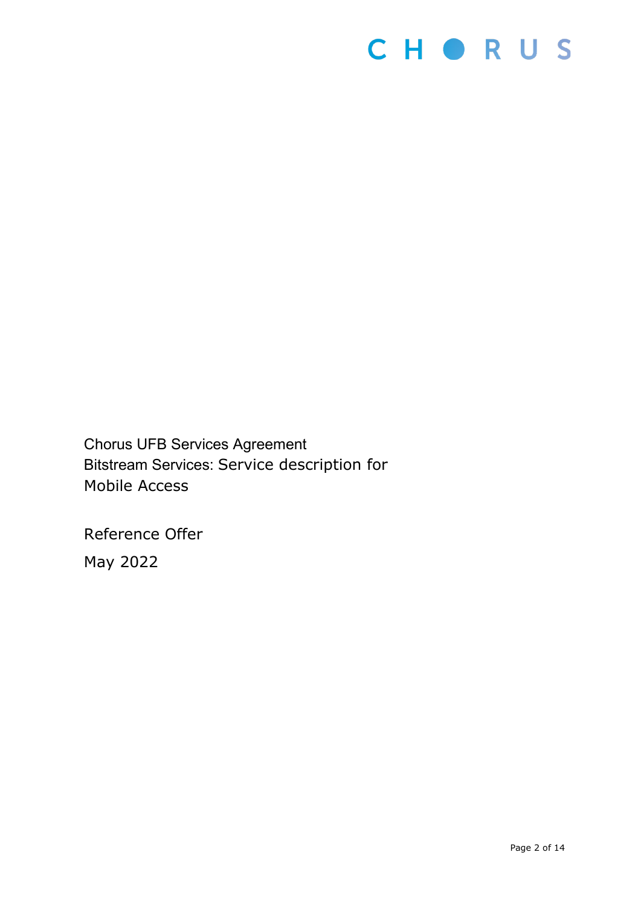Chorus UFB Services Agreement
Bitstream Services: Service description for Mobile Access

Reference Offer

May 2022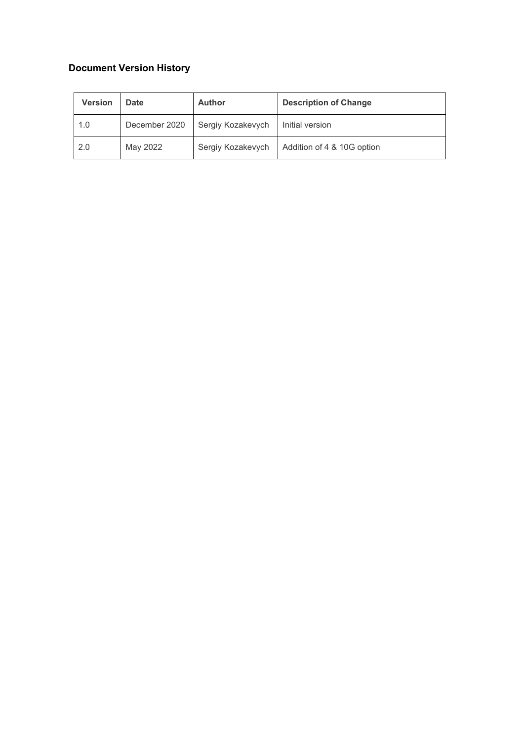### Document Version History

| Version | Date | Author | Description of Change |
| --- | --- | --- | --- |
| 1.0 | December 2020 | Sergiy Kozakevych | Initial version |
| 2.0 | May 2022 | Sergiy Kozakevych | Addition of 4 & 10G option |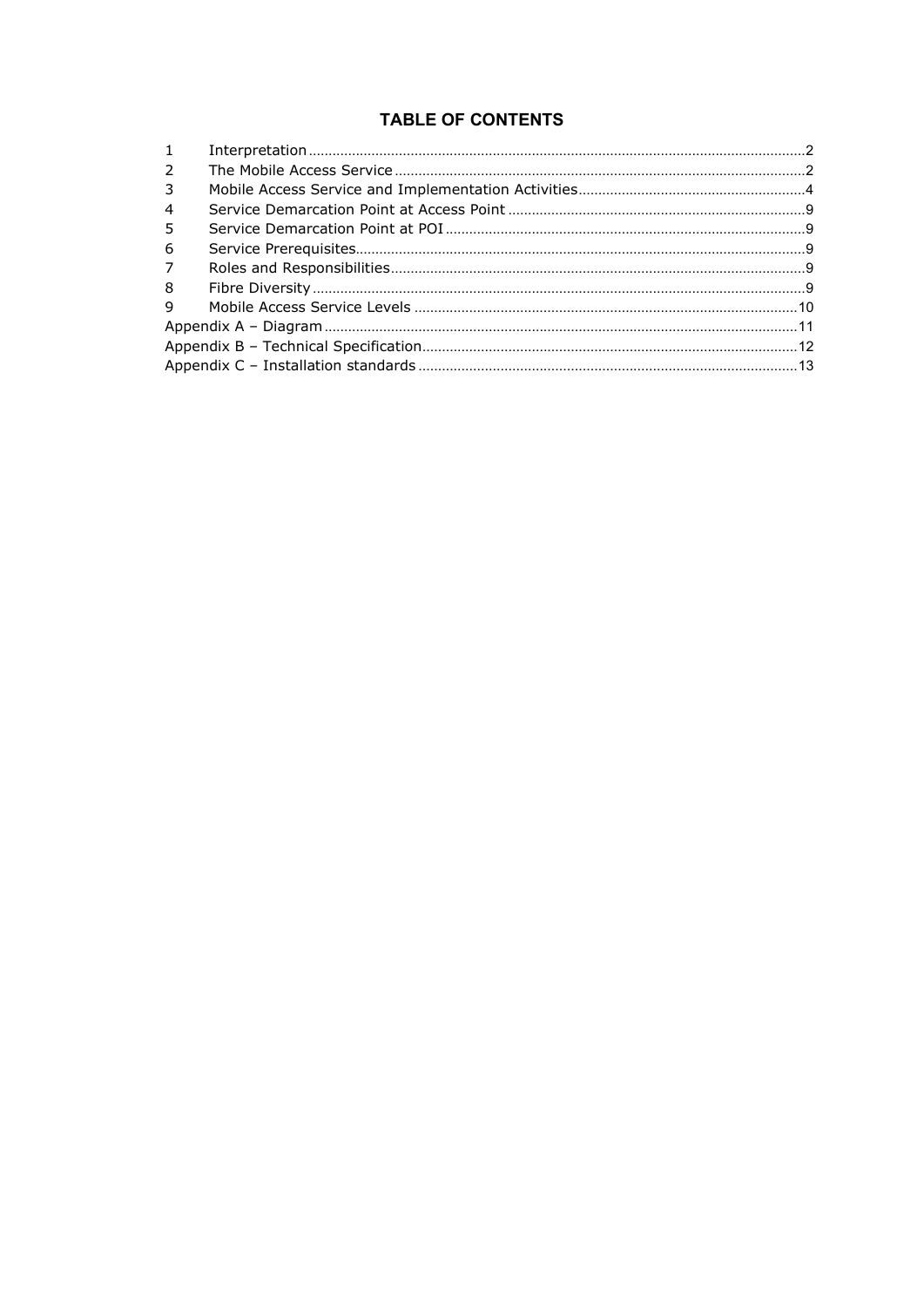## TABLE OF CONTENTS

| | | |
|---|---|---|
| 1 | Interpretation | 2 |
| 2 | The Mobile Access Service | 2 |
| 3 | Mobile Access Service and Implementation Activities | 4 |
| 4 | Service Demarcation Point at Access Point | 9 |
| 5 | Service Demarcation Point at POI | 9 |
| 6 | Service Prerequisites | 9 |
| 7 | Roles and Responsibilities | 9 |
| 8 | Fibre Diversity | 9 |
| 9 | Mobile Access Service Levels | 10 |
| Appendix A – Diagram | | 11 |
| Appendix B – Technical Specification | | 12 |
| Appendix C – Installation standards | | 13 |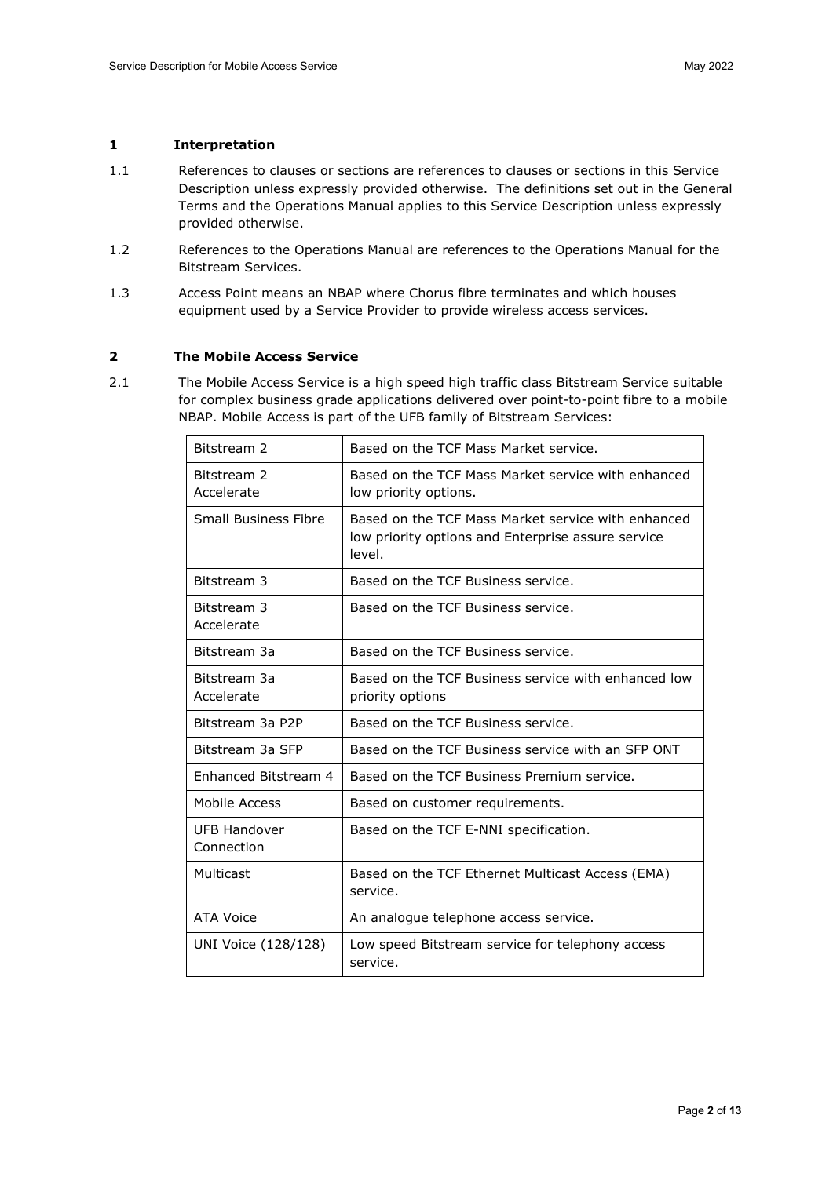## 1 Interpretation

1.1 References to clauses or sections are references to clauses or sections in this Service Description unless expressly provided otherwise. The definitions set out in the General Terms and the Operations Manual applies to this Service Description unless expressly provided otherwise.

1.2 References to the Operations Manual are references to the Operations Manual for the Bitstream Services.

1.3 Access Point means an NBAP where Chorus fibre terminates and which houses equipment used by a Service Provider to provide wireless access services.

## 2 The Mobile Access Service

2.1 The Mobile Access Service is a high speed high traffic class Bitstream Service suitable for complex business grade applications delivered over point-to-point fibre to a mobile NBAP. Mobile Access is part of the UFB family of Bitstream Services:

| | |
|---|---|
| Bitstream 2 | Based on the TCF Mass Market service. |
| Bitstream 2 Accelerate | Based on the TCF Mass Market service with enhanced low priority options. |
| Small Business Fibre | Based on the TCF Mass Market service with enhanced low priority options and Enterprise assure service level. |
| Bitstream 3 | Based on the TCF Business service. |
| Bitstream 3 Accelerate | Based on the TCF Business service. |
| Bitstream 3a | Based on the TCF Business service. |
| Bitstream 3a Accelerate | Based on the TCF Business service with enhanced low priority options |
| Bitstream 3a P2P | Based on the TCF Business service. |
| Bitstream 3a SFP | Based on the TCF Business service with an SFP ONT |
| Enhanced Bitstream 4 | Based on the TCF Business Premium service. |
| Mobile Access | Based on customer requirements. |
| UFB Handover Connection | Based on the TCF E-NNI specification. |
| Multicast | Based on the TCF Ethernet Multicast Access (EMA) service. |
| ATA Voice | An analogue telephone access service. |
| UNI Voice (128/128) | Low speed Bitstream service for telephony access service. |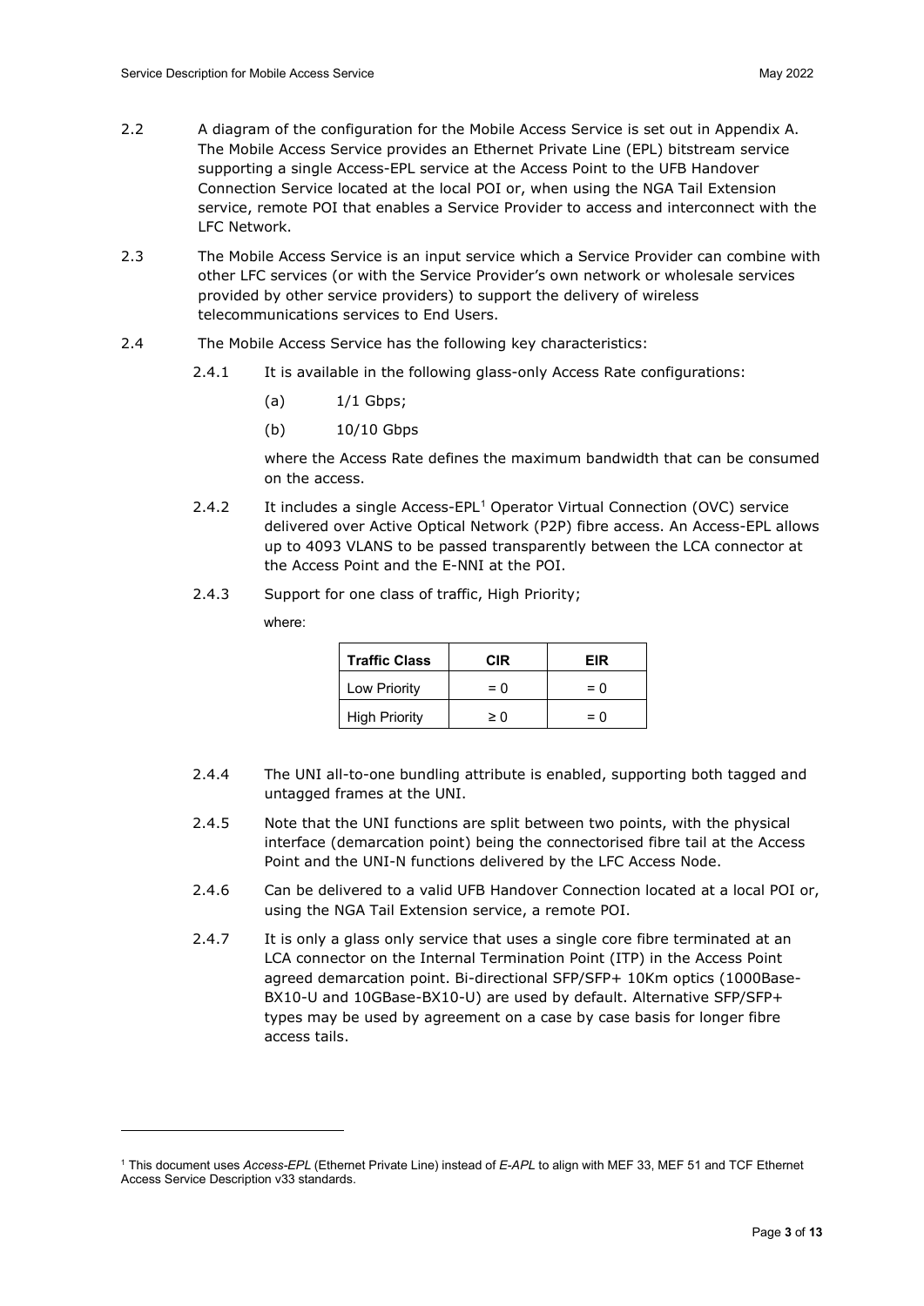2.2 A diagram of the configuration for the Mobile Access Service is set out in Appendix A. The Mobile Access Service provides an Ethernet Private Line (EPL) bitstream service supporting a single Access-EPL service at the Access Point to the UFB Handover Connection Service located at the local POI or, when using the NGA Tail Extension service, remote POI that enables a Service Provider to access and interconnect with the LFC Network.

2.3 The Mobile Access Service is an input service which a Service Provider can combine with other LFC services (or with the Service Provider's own network or wholesale services provided by other service providers) to support the delivery of wireless telecommunications services to End Users.

2.4 The Mobile Access Service has the following key characteristics:

2.4.1 It is available in the following glass-only Access Rate configurations:

(a) 1/1 Gbps;

(b) 10/10 Gbps

where the Access Rate defines the maximum bandwidth that can be consumed on the access.

2.4.2 It includes a single Access-EPL[1] Operator Virtual Connection (OVC) service delivered over Active Optical Network (P2P) fibre access. An Access-EPL allows up to 4093 VLANS to be passed transparently between the LCA connector at the Access Point and the E-NNI at the POI.

2.4.3 Support for one class of traffic, High Priority;

where:

| Traffic Class | CIR | EIR |
|---|---|---|
| Low Priority | = 0 | = 0 |
| High Priority | ≥ 0 | = 0 |

2.4.4 The UNI all-to-one bundling attribute is enabled, supporting both tagged and untagged frames at the UNI.

2.4.5 Note that the UNI functions are split between two points, with the physical interface (demarcation point) being the connectorised fibre tail at the Access Point and the UNI-N functions delivered by the LFC Access Node.

2.4.6 Can be delivered to a valid UFB Handover Connection located at a local POI or, using the NGA Tail Extension service, a remote POI.

2.4.7 It is only a glass only service that uses a single core fibre terminated at an LCA connector on the Internal Termination Point (ITP) in the Access Point agreed demarcation point. Bi-directional SFP/SFP+ 10Km optics (1000Base-BX10-U and 10GBase-BX10-U) are used by default. Alternative SFP/SFP+ types may be used by agreement on a case by case basis for longer fibre access tails.

[1] This document uses *Access-EPL* (Ethernet Private Line) instead of *E-APL* to align with MEF 33, MEF 51 and TCF Ethernet Access Service Description v33 standards.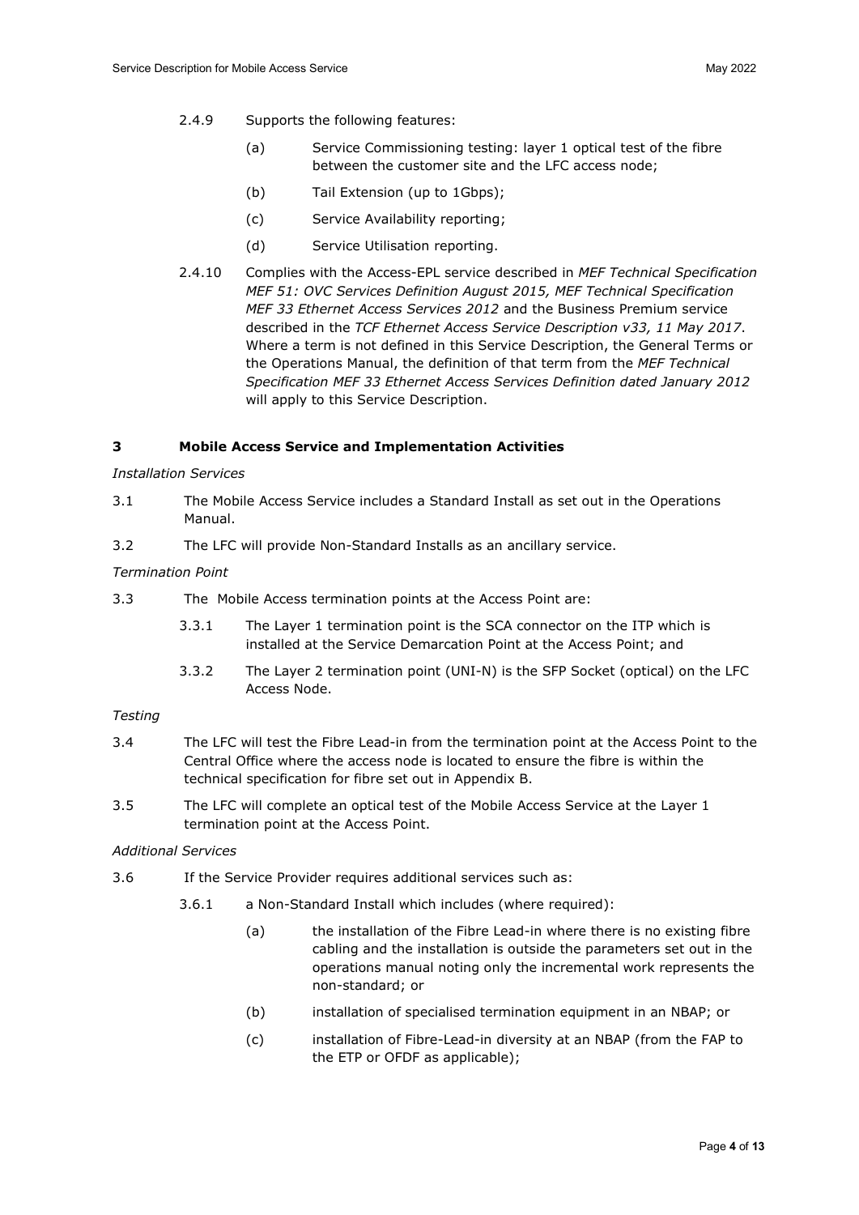2.4.9 Supports the following features:

(a) Service Commissioning testing: layer 1 optical test of the fibre between the customer site and the LFC access node;

(b) Tail Extension (up to 1Gbps);

(c) Service Availability reporting;

(d) Service Utilisation reporting.

2.4.10 Complies with the Access-EPL service described in *MEF Technical Specification MEF 51: OVC Services Definition August 2015, MEF Technical Specification MEF 33 Ethernet Access Services 2012* and the Business Premium service described in the *TCF Ethernet Access Service Description v33, 11 May 2017*. Where a term is not defined in this Service Description, the General Terms or the Operations Manual, the definition of that term from the *MEF Technical Specification MEF 33 Ethernet Access Services Definition dated January 2012* will apply to this Service Description.

## 3 Mobile Access Service and Implementation Activities

*Installation Services*

3.1 The Mobile Access Service includes a Standard Install as set out in the Operations Manual.

3.2 The LFC will provide Non-Standard Installs as an ancillary service.

*Termination Point*

3.3 The Mobile Access termination points at the Access Point are:

3.3.1 The Layer 1 termination point is the SCA connector on the ITP which is installed at the Service Demarcation Point at the Access Point; and

3.3.2 The Layer 2 termination point (UNI-N) is the SFP Socket (optical) on the LFC Access Node.

*Testing*

3.4 The LFC will test the Fibre Lead-in from the termination point at the Access Point to the Central Office where the access node is located to ensure the fibre is within the technical specification for fibre set out in Appendix B.

3.5 The LFC will complete an optical test of the Mobile Access Service at the Layer 1 termination point at the Access Point.

*Additional Services*

3.6 If the Service Provider requires additional services such as:

3.6.1 a Non-Standard Install which includes (where required):

(a) the installation of the Fibre Lead-in where there is no existing fibre cabling and the installation is outside the parameters set out in the operations manual noting only the incremental work represents the non-standard; or

(b) installation of specialised termination equipment in an NBAP; or

(c) installation of Fibre-Lead-in diversity at an NBAP (from the FAP to the ETP or OFDF as applicable);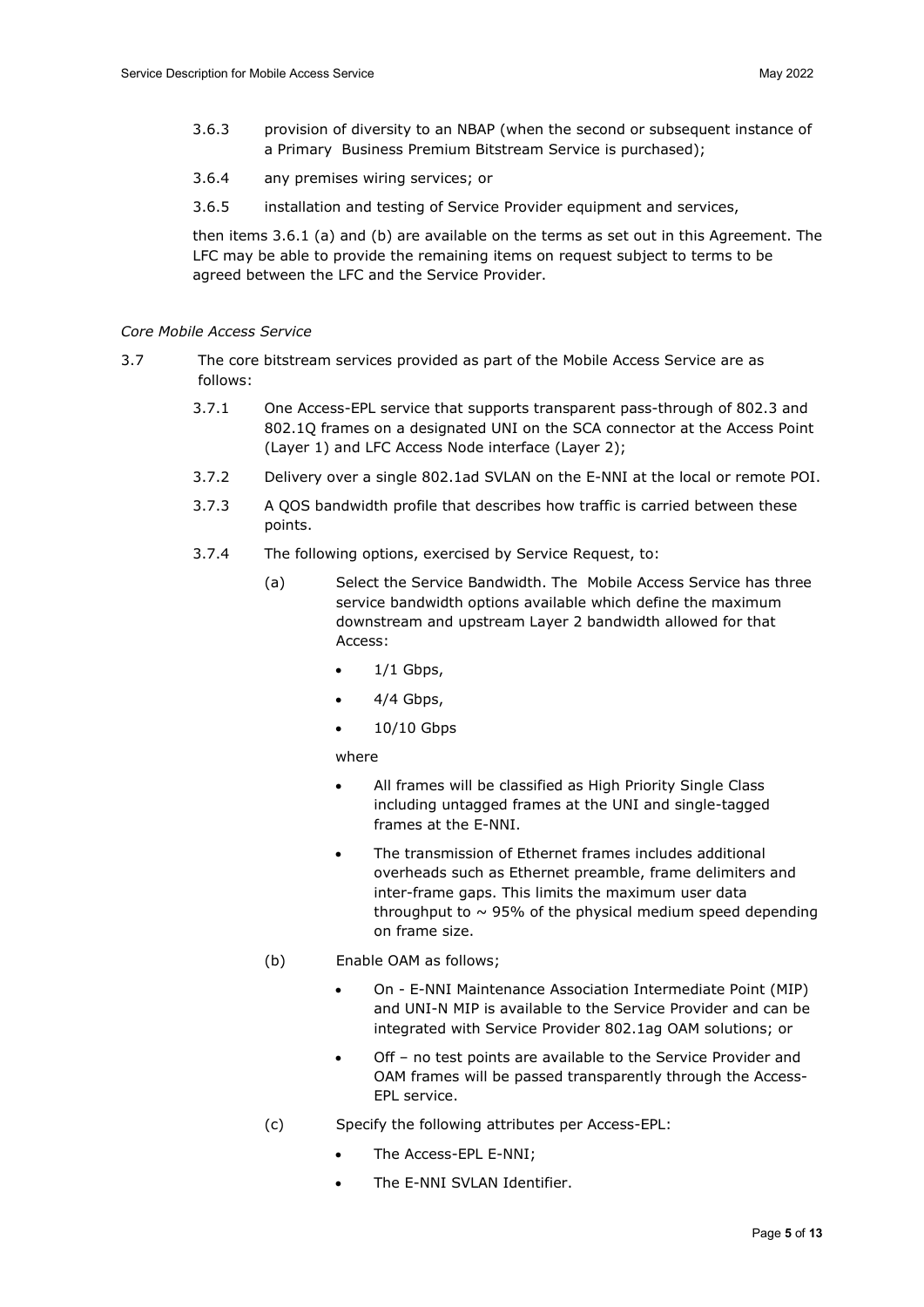3.6.3 provision of diversity to an NBAP (when the second or subsequent instance of a Primary Business Premium Bitstream Service is purchased);

3.6.4 any premises wiring services; or

3.6.5 installation and testing of Service Provider equipment and services,

then items 3.6.1 (a) and (b) are available on the terms as set out in this Agreement. The LFC may be able to provide the remaining items on request subject to terms to be agreed between the LFC and the Service Provider.

*Core Mobile Access Service*

3.7 The core bitstream services provided as part of the Mobile Access Service are as follows:

3.7.1 One Access-EPL service that supports transparent pass-through of 802.3 and 802.1Q frames on a designated UNI on the SCA connector at the Access Point (Layer 1) and LFC Access Node interface (Layer 2);

3.7.2 Delivery over a single 802.1ad SVLAN on the E-NNI at the local or remote POI.

3.7.3 A QOS bandwidth profile that describes how traffic is carried between these points.

3.7.4 The following options, exercised by Service Request, to:

(a) Select the Service Bandwidth. The Mobile Access Service has three service bandwidth options available which define the maximum downstream and upstream Layer 2 bandwidth allowed for that Access:

- 1/1 Gbps,
- 4/4 Gbps,
- 10/10 Gbps

where

- All frames will be classified as High Priority Single Class including untagged frames at the UNI and single-tagged frames at the E-NNI.
- The transmission of Ethernet frames includes additional overheads such as Ethernet preamble, frame delimiters and inter-frame gaps. This limits the maximum user data throughput to ~ 95% of the physical medium speed depending on frame size.

(b) Enable OAM as follows;

- On - E-NNI Maintenance Association Intermediate Point (MIP) and UNI-N MIP is available to the Service Provider and can be integrated with Service Provider 802.1ag OAM solutions; or
- Off – no test points are available to the Service Provider and OAM frames will be passed transparently through the Access-EPL service.

(c) Specify the following attributes per Access-EPL:

- The Access-EPL E-NNI;
- The E-NNI SVLAN Identifier.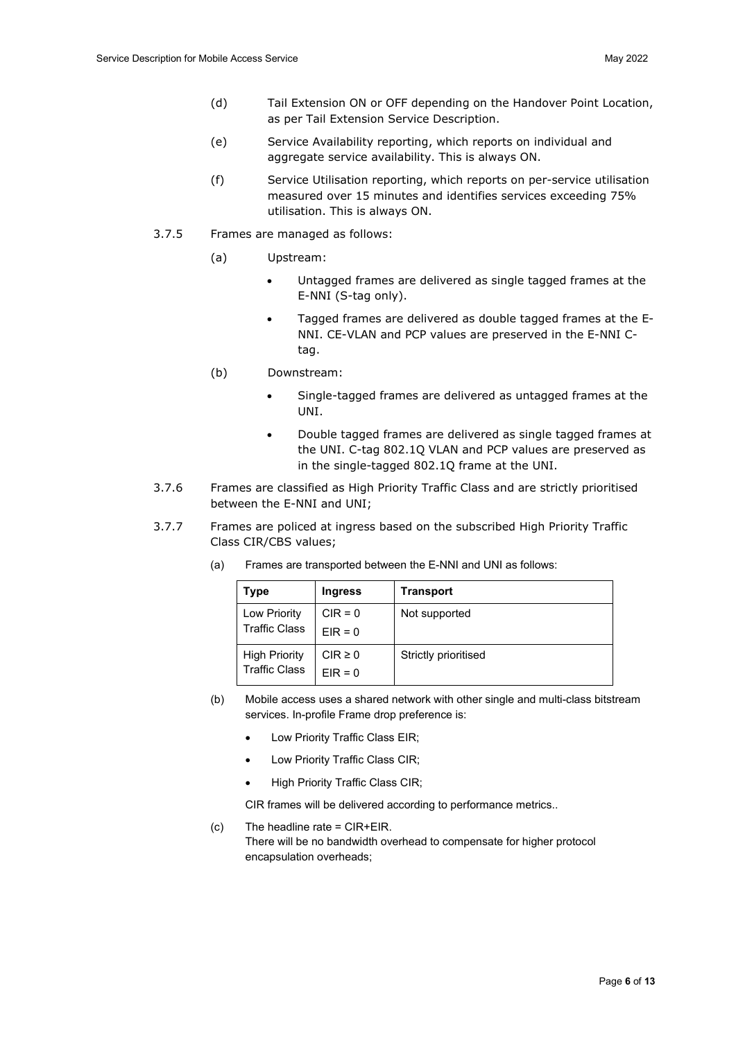(d) Tail Extension ON or OFF depending on the Handover Point Location, as per Tail Extension Service Description.

(e) Service Availability reporting, which reports on individual and aggregate service availability. This is always ON.

(f) Service Utilisation reporting, which reports on per-service utilisation measured over 15 minutes and identifies services exceeding 75% utilisation. This is always ON.

3.7.5 Frames are managed as follows:

(a) Upstream:

- Untagged frames are delivered as single tagged frames at the E-NNI (S-tag only).
- Tagged frames are delivered as double tagged frames at the E-NNI. CE-VLAN and PCP values are preserved in the E-NNI C-tag.

(b) Downstream:

- Single-tagged frames are delivered as untagged frames at the UNI.
- Double tagged frames are delivered as single tagged frames at the UNI. C-tag 802.1Q VLAN and PCP values are preserved as in the single-tagged 802.1Q frame at the UNI.

3.7.6 Frames are classified as High Priority Traffic Class and are strictly prioritised between the E-NNI and UNI;

3.7.7 Frames are policed at ingress based on the subscribed High Priority Traffic Class CIR/CBS values;

(a) Frames are transported between the E-NNI and UNI as follows:

| Type | Ingress | Transport |
| --- | --- | --- |
| Low Priority Traffic Class | CIR = 0<br>EIR = 0 | Not supported |
| High Priority Traffic Class | CIR ≥ 0<br>EIR = 0 | Strictly prioritised |

(b) Mobile access uses a shared network with other single and multi-class bitstream services. In-profile Frame drop preference is:

- Low Priority Traffic Class EIR;
- Low Priority Traffic Class CIR;
- High Priority Traffic Class CIR;

CIR frames will be delivered according to performance metrics..

(c) The headline rate = CIR+EIR.
There will be no bandwidth overhead to compensate for higher protocol encapsulation overheads;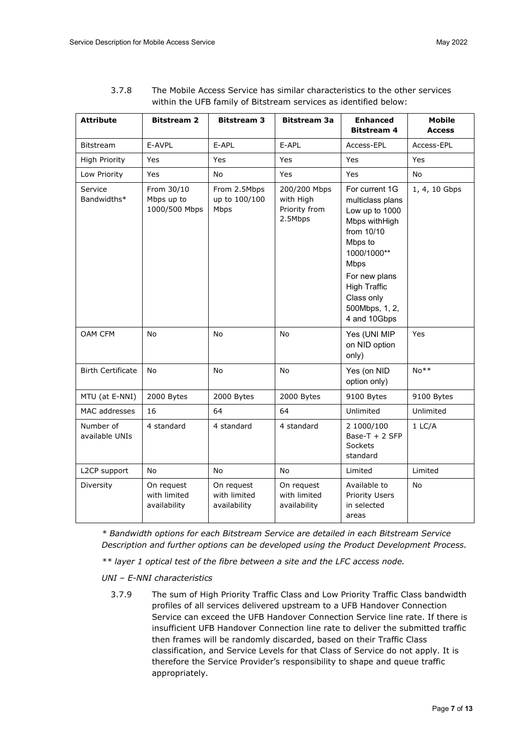3.7.8 The Mobile Access Service has similar characteristics to the other services within the UFB family of Bitstream services as identified below:

| Attribute | Bitstream 2 | Bitstream 3 | Bitstream 3a | Enhanced Bitstream 4 | Mobile Access |
|---|---|---|---|---|---|
| Bitstream | E-AVPL | E-APL | E-APL | Access-EPL | Access-EPL |
| High Priority | Yes | Yes | Yes | Yes | Yes |
| Low Priority | Yes | No | Yes | Yes | No |
| Service Bandwidths* | From 30/10 Mbps up to 1000/500 Mbps | From 2.5Mbps up to 100/100 Mbps | 200/200 Mbps with High Priority from 2.5Mbps | For current 1G multiclass plans Low up to 1000 Mbps withHigh from 10/10 Mbps to 1000/1000** Mbps<br>For new plans High Traffic Class only 500Mbps, 1, 2, 4 and 10Gbps | 1, 4, 10 Gbps |
| OAM CFM | No | No | No | Yes (UNI MIP on NID option only) | Yes |
| Birth Certificate | No | No | No | Yes (on NID option only) | No** |
| MTU (at E-NNI) | 2000 Bytes | 2000 Bytes | 2000 Bytes | 9100 Bytes | 9100 Bytes |
| MAC addresses | 16 | 64 | 64 | Unlimited | Unlimited |
| Number of available UNIs | 4 standard | 4 standard | 4 standard | 2 1000/100 Base-T + 2 SFP Sockets standard | 1 LC/A |
| L2CP support | No | No | No | Limited | Limited |
| Diversity | On request with limited availability | On request with limited availability | On request with limited availability | Available to Priority Users in selected areas | No |

*\* Bandwidth options for each Bitstream Service are detailed in each Bitstream Service Description and further options can be developed using the Product Development Process.*

*\*\* layer 1 optical test of the fibre between a site and the LFC access node.*

*UNI – E-NNI characteristics*

3.7.9 The sum of High Priority Traffic Class and Low Priority Traffic Class bandwidth profiles of all services delivered upstream to a UFB Handover Connection Service can exceed the UFB Handover Connection Service line rate. If there is insufficient UFB Handover Connection line rate to deliver the submitted traffic then frames will be randomly discarded, based on their Traffic Class classification, and Service Levels for that Class of Service do not apply. It is therefore the Service Provider's responsibility to shape and queue traffic appropriately.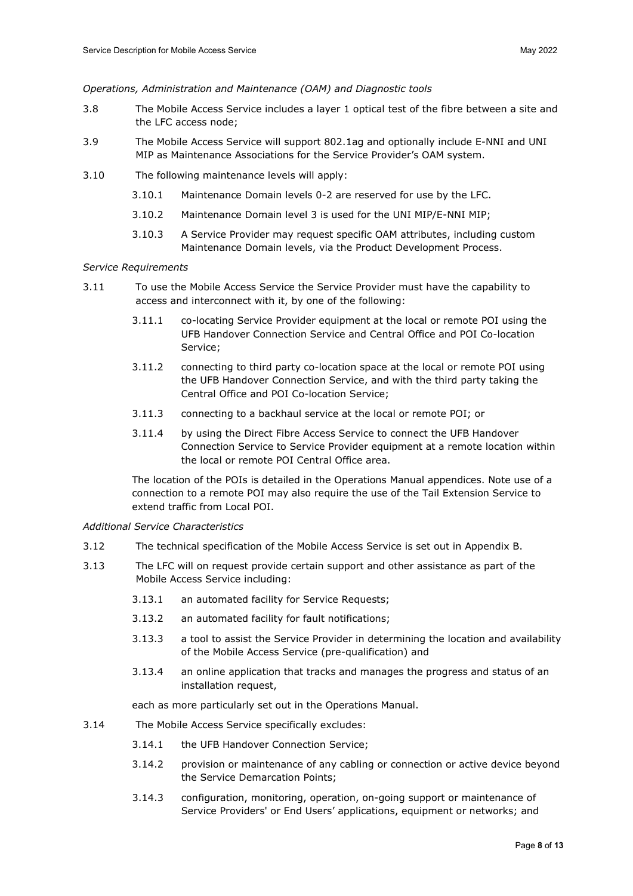*Operations, Administration and Maintenance (OAM) and Diagnostic tools*

3.8 The Mobile Access Service includes a layer 1 optical test of the fibre between a site and the LFC access node;

3.9 The Mobile Access Service will support 802.1ag and optionally include E-NNI and UNI MIP as Maintenance Associations for the Service Provider's OAM system.

3.10 The following maintenance levels will apply:

- 3.10.1 Maintenance Domain levels 0-2 are reserved for use by the LFC.
- 3.10.2 Maintenance Domain level 3 is used for the UNI MIP/E-NNI MIP;
- 3.10.3 A Service Provider may request specific OAM attributes, including custom Maintenance Domain levels, via the Product Development Process.

*Service Requirements*

3.11 To use the Mobile Access Service the Service Provider must have the capability to access and interconnect with it, by one of the following:

- 3.11.1 co-locating Service Provider equipment at the local or remote POI using the UFB Handover Connection Service and Central Office and POI Co-location Service;
- 3.11.2 connecting to third party co-location space at the local or remote POI using the UFB Handover Connection Service, and with the third party taking the Central Office and POI Co-location Service;
- 3.11.3 connecting to a backhaul service at the local or remote POI; or
- 3.11.4 by using the Direct Fibre Access Service to connect the UFB Handover Connection Service to Service Provider equipment at a remote location within the local or remote POI Central Office area.

The location of the POIs is detailed in the Operations Manual appendices. Note use of a connection to a remote POI may also require the use of the Tail Extension Service to extend traffic from Local POI.

*Additional Service Characteristics*

3.12 The technical specification of the Mobile Access Service is set out in Appendix B.

3.13 The LFC will on request provide certain support and other assistance as part of the Mobile Access Service including:

- 3.13.1 an automated facility for Service Requests;
- 3.13.2 an automated facility for fault notifications;
- 3.13.3 a tool to assist the Service Provider in determining the location and availability of the Mobile Access Service (pre-qualification) and
- 3.13.4 an online application that tracks and manages the progress and status of an installation request,

each as more particularly set out in the Operations Manual.

3.14 The Mobile Access Service specifically excludes:

- 3.14.1 the UFB Handover Connection Service;
- 3.14.2 provision or maintenance of any cabling or connection or active device beyond the Service Demarcation Points;
- 3.14.3 configuration, monitoring, operation, on-going support or maintenance of Service Providers' or End Users' applications, equipment or networks; and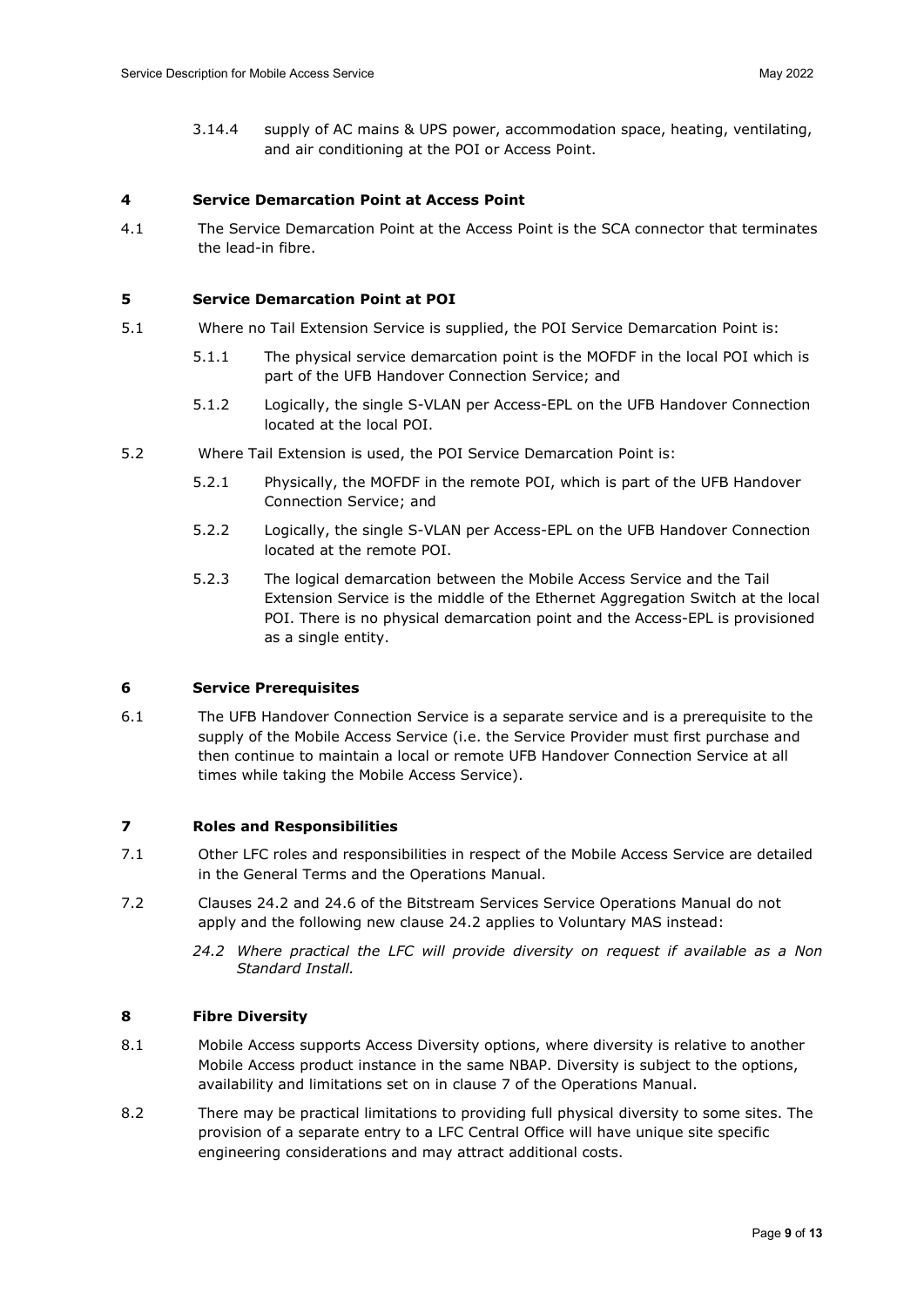3.14.4 supply of AC mains & UPS power, accommodation space, heating, ventilating, and air conditioning at the POI or Access Point.

## 4 Service Demarcation Point at Access Point

4.1 The Service Demarcation Point at the Access Point is the SCA connector that terminates the lead-in fibre.

## 5 Service Demarcation Point at POI

5.1 Where no Tail Extension Service is supplied, the POI Service Demarcation Point is:

5.1.1 The physical service demarcation point is the MOFDF in the local POI which is part of the UFB Handover Connection Service; and

5.1.2 Logically, the single S-VLAN per Access-EPL on the UFB Handover Connection located at the local POI.

5.2 Where Tail Extension is used, the POI Service Demarcation Point is:

5.2.1 Physically, the MOFDF in the remote POI, which is part of the UFB Handover Connection Service; and

5.2.2 Logically, the single S-VLAN per Access-EPL on the UFB Handover Connection located at the remote POI.

5.2.3 The logical demarcation between the Mobile Access Service and the Tail Extension Service is the middle of the Ethernet Aggregation Switch at the local POI. There is no physical demarcation point and the Access-EPL is provisioned as a single entity.

## 6 Service Prerequisites

6.1 The UFB Handover Connection Service is a separate service and is a prerequisite to the supply of the Mobile Access Service (i.e. the Service Provider must first purchase and then continue to maintain a local or remote UFB Handover Connection Service at all times while taking the Mobile Access Service).

## 7 Roles and Responsibilities

7.1 Other LFC roles and responsibilities in respect of the Mobile Access Service are detailed in the General Terms and the Operations Manual.

7.2 Clauses 24.2 and 24.6 of the Bitstream Services Service Operations Manual do not apply and the following new clause 24.2 applies to Voluntary MAS instead:

*24.2 Where practical the LFC will provide diversity on request if available as a Non Standard Install.*

## 8 Fibre Diversity

8.1 Mobile Access supports Access Diversity options, where diversity is relative to another Mobile Access product instance in the same NBAP. Diversity is subject to the options, availability and limitations set on in clause 7 of the Operations Manual.

8.2 There may be practical limitations to providing full physical diversity to some sites. The provision of a separate entry to a LFC Central Office will have unique site specific engineering considerations and may attract additional costs.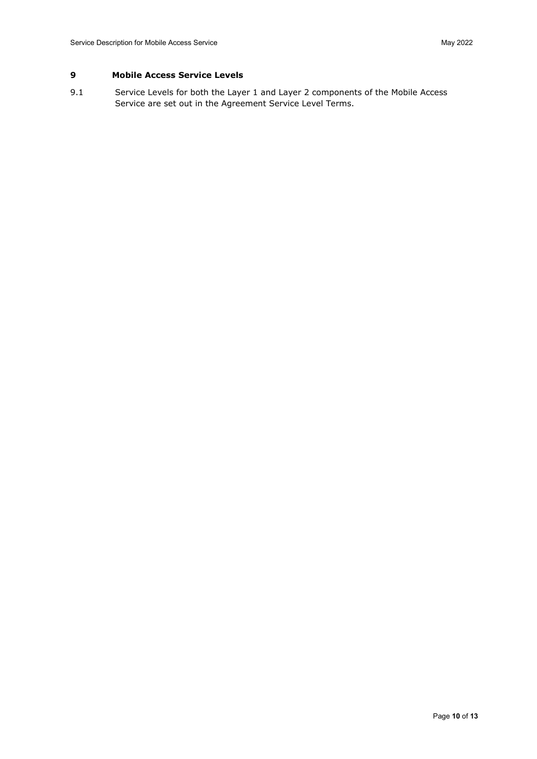## 9 Mobile Access Service Levels

9.1 Service Levels for both the Layer 1 and Layer 2 components of the Mobile Access Service are set out in the Agreement Service Level Terms.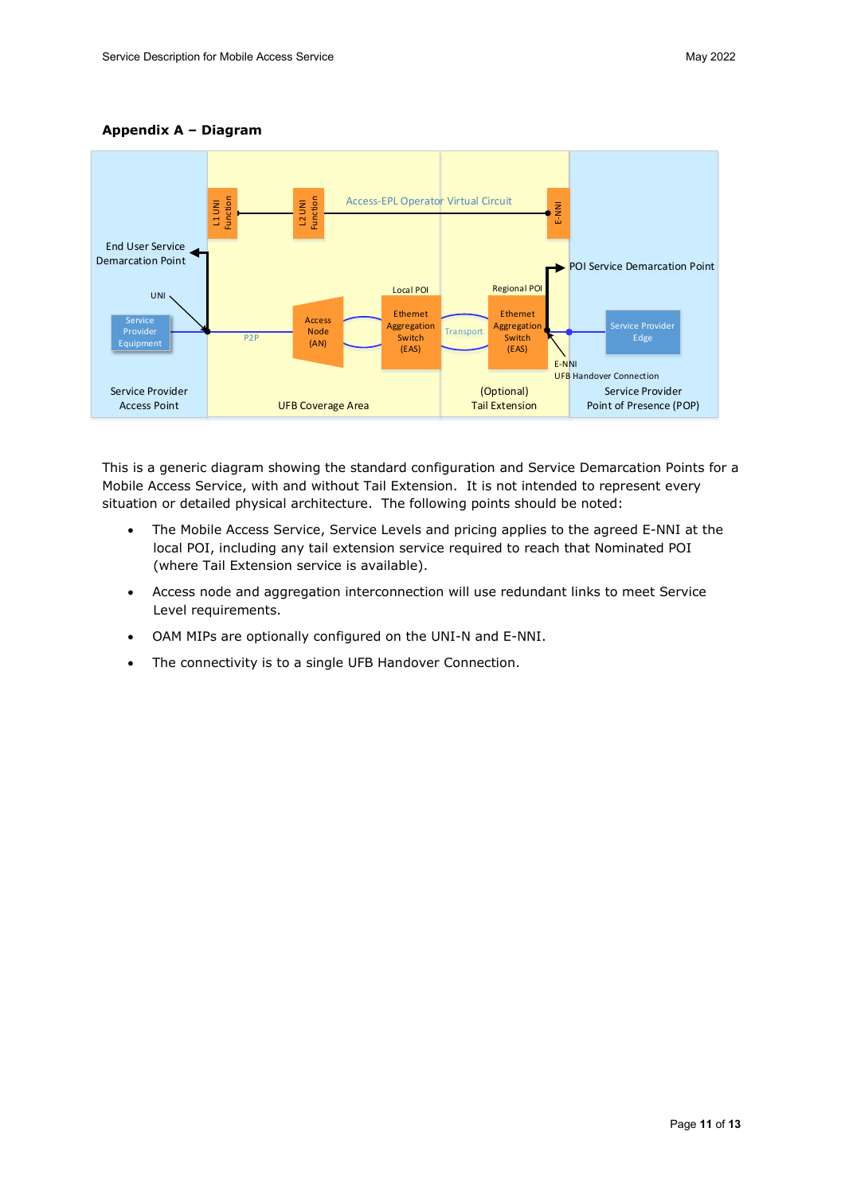## Appendix A – Diagram

This is a generic diagram showing the standard configuration and Service Demarcation Points for a Mobile Access Service, with and without Tail Extension. It is not intended to represent every situation or detailed physical architecture. The following points should be noted:

- The Mobile Access Service, Service Levels and pricing applies to the agreed E-NNI at the local POI, including any tail extension service required to reach that Nominated POI (where Tail Extension service is available).
- Access node and aggregation interconnection will use redundant links to meet Service Level requirements.
- OAM MIPs are optionally configured on the UNI-N and E-NNI.
- The connectivity is to a single UFB Handover Connection.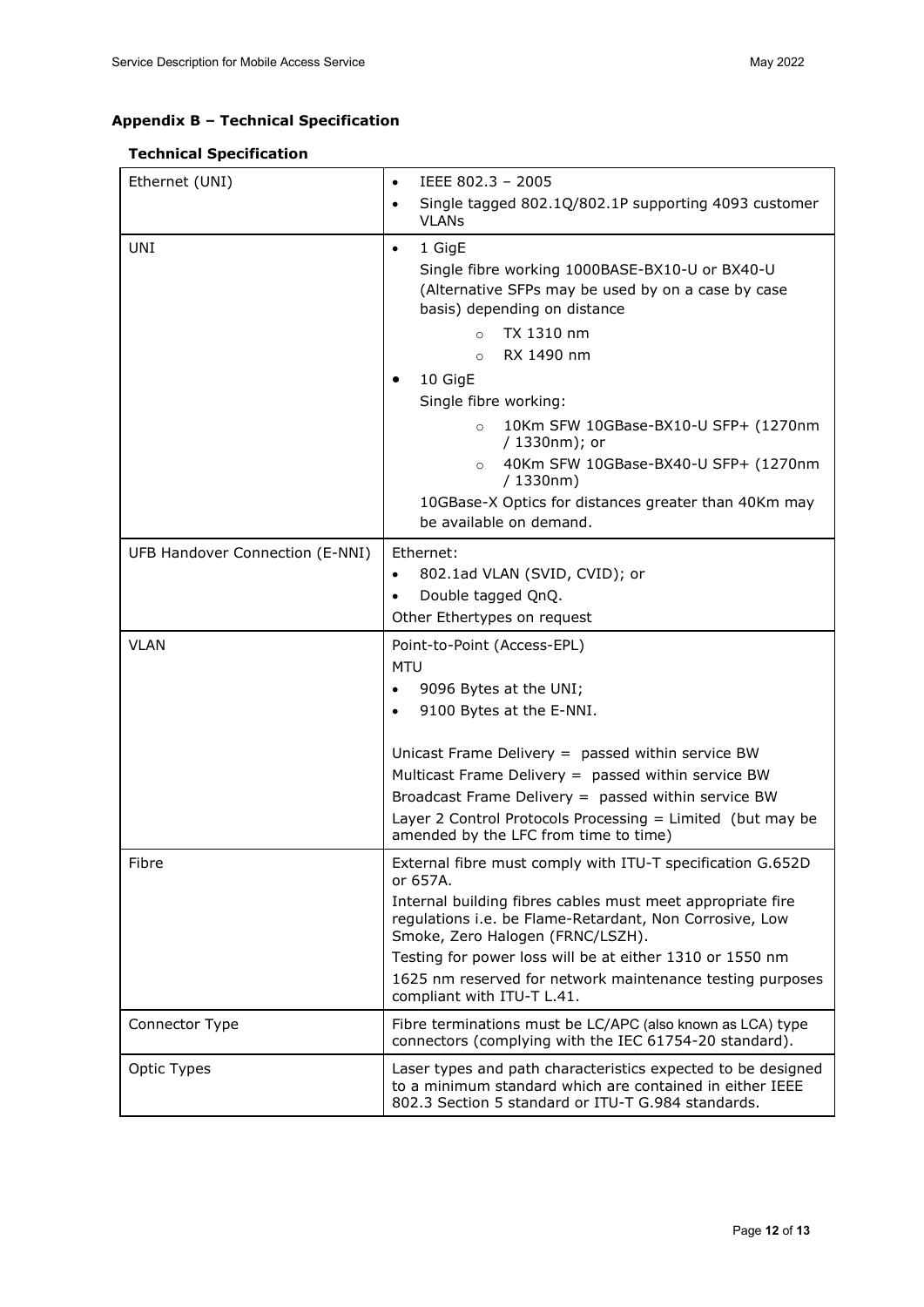## Appendix B – Technical Specification

### Technical Specification

| | |
|---|---|
| Ethernet (UNI) | • IEEE 802.3 – 2005<br>• Single tagged 802.1Q/802.1P supporting 4093 customer VLANs |
| UNI | • 1 GigE<br>Single fibre working 1000BASE-BX10-U or BX40-U (Alternative SFPs may be used by on a case by case basis) depending on distance<br>　○ TX 1310 nm<br>　○ RX 1490 nm<br>• 10 GigE<br>Single fibre working:<br>　○ 10Km SFW 10GBase-BX10-U SFP+ (1270nm / 1330nm); or<br>　○ 40Km SFW 10GBase-BX40-U SFP+ (1270nm / 1330nm)<br>10GBase-X Optics for distances greater than 40Km may be available on demand. |
| UFB Handover Connection (E-NNI) | Ethernet:<br>• 802.1ad VLAN (SVID, CVID); or<br>• Double tagged QnQ.<br>Other Ethertypes on request |
| VLAN | Point-to-Point (Access-EPL)<br>MTU<br>• 9096 Bytes at the UNI;<br>• 9100 Bytes at the E-NNI.<br><br>Unicast Frame Delivery = passed within service BW<br>Multicast Frame Delivery = passed within service BW<br>Broadcast Frame Delivery = passed within service BW<br>Layer 2 Control Protocols Processing = Limited (but may be amended by the LFC from time to time) |
| Fibre | External fibre must comply with ITU-T specification G.652D or 657A.<br>Internal building fibres cables must meet appropriate fire regulations i.e. be Flame-Retardant, Non Corrosive, Low Smoke, Zero Halogen (FRNC/LSZH).<br>Testing for power loss will be at either 1310 or 1550 nm<br>1625 nm reserved for network maintenance testing purposes compliant with ITU-T L.41. |
| Connector Type | Fibre terminations must be LC/APC (also known as LCA) type connectors (complying with the IEC 61754-20 standard). |
| Optic Types | Laser types and path characteristics expected to be designed to a minimum standard which are contained in either IEEE 802.3 Section 5 standard or ITU-T G.984 standards. |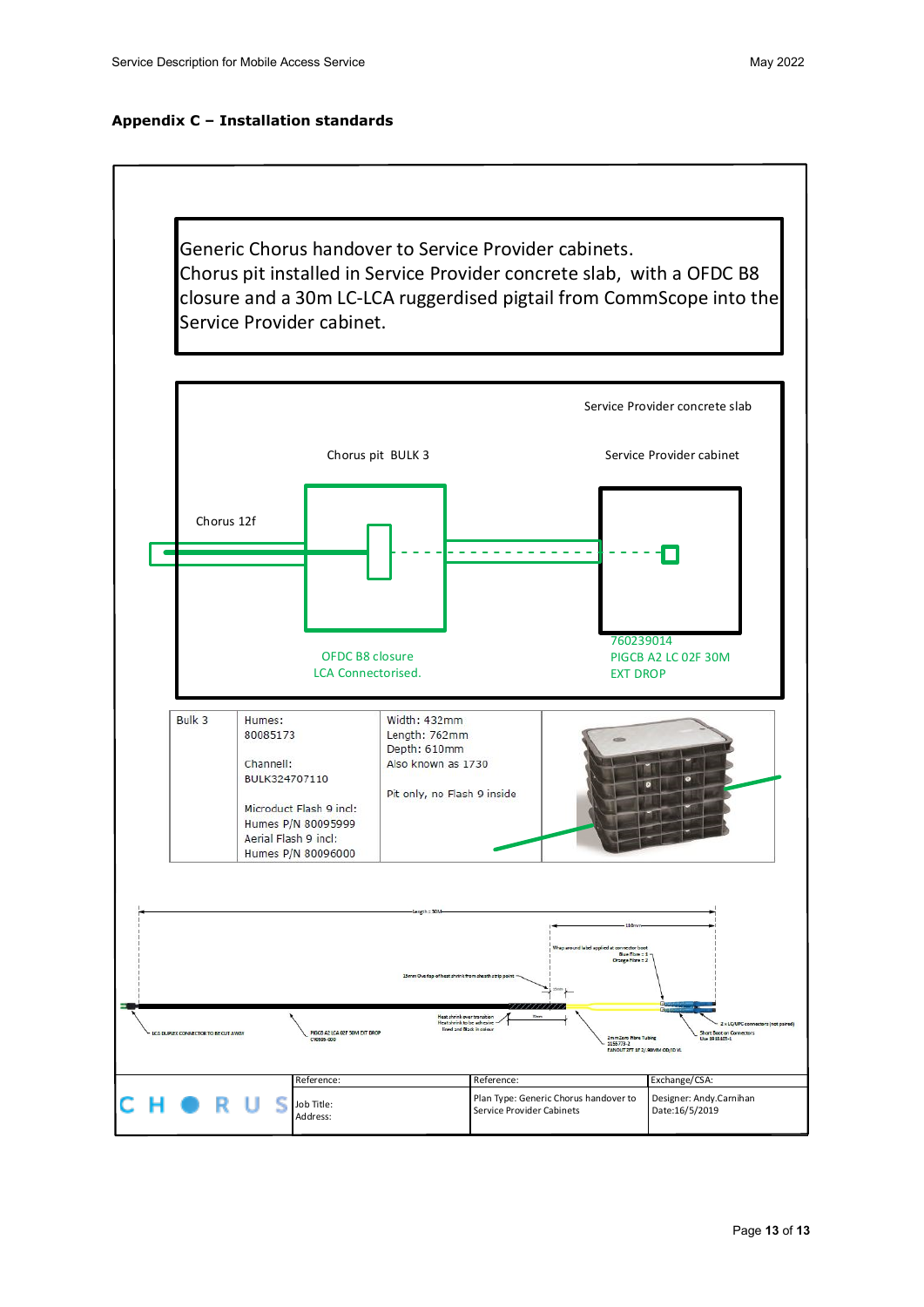## Appendix C – Installation standards

Generic Chorus handover to Service Provider cabinets.
Chorus pit installed in Service Provider concrete slab, with a OFDC B8 closure and a 30m LC-LCA ruggerdised pigtail from CommScope into the Service Provider cabinet.

Service Provider concrete slab

Chorus pit BULK 3

Service Provider cabinet

Chorus 12f

OFDC B8 closure
LCA Connectorised.

760239014
PIGCB A2 LC 02F 30M
EXT DROP

| | | | |
|---|---|---|---|
| Bulk 3 | Humes:<br>80085173<br><br>Channell:<br>BULK324707110<br><br>Microduct Flash 9 incl:<br>Humes P/N 80095999<br>Aerial Flash 9 incl:<br>Humes P/N 80096000 | Width: 432mm<br>Length: 762mm<br>Depth: 610mm<br>Also known as 1730<br><br>Pit only, no Flash 9 inside | |

Length = 30M

110mm

Wrap around label applied at connector boot
Blue Fibre = 1
Orange Fibre = 2

25mm Overlap of heat shrink from sheath strip point

LCA DUPLEX CONNECTOR TO BE CUT AWAY

PIGCB A2 LCA 02F 30M EXT DROP

Heat shrink over transition
Heat shrink to be adhesive lined and Black in colour

2mm Zero Fibre Tubing
FANOUT 2FT

2 x LC/UPC connectors (not paired)

Short Boot on Connectors

| Reference: | Reference: | Exchange/CSA: |
|---|---|---|
| Job Title:<br>Address: | Plan Type: Generic Chorus handover to Service Provider Cabinets | Designer: Andy.Carnihan<br>Date:16/5/2019 |

CHORUS